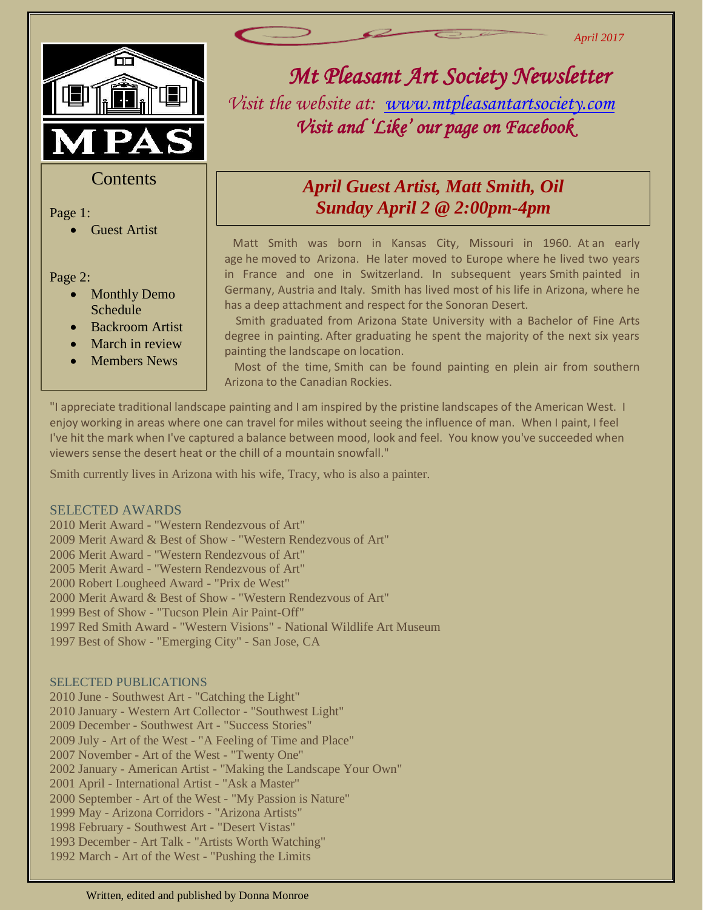April 2017

MPAS

# *Mt Pleasant Art Society Newsletter*

*Visit the website at: [www.mtpleasantartsociety.com](www.mtpleasantartsociety.com)*

*Visit and 'Like' our page on Facebook*

## Contents

Page 1:

- Guest Artist

Page 2:

- Monthly Demo Schedule
- Backroom Artist
- March in review
- Members News

## *April Guest Artist, Matt Smith, Oil*
## *Sunday April 2 @ 2:00pm-4pm*

Matt Smith was born in Kansas City, Missouri in 1960. At an early age he moved to Arizona. He later moved to Europe where he lived two years in France and one in Switzerland. In subsequent years Smith painted in Germany, Austria and Italy. Smith has lived most of his life in Arizona, where he has a deep attachment and respect for the Sonoran Desert.

Smith graduated from Arizona State University with a Bachelor of Fine Arts degree in painting. After graduating he spent the majority of the next six years painting the landscape on location.

Most of the time, Smith can be found painting en plein air from southern Arizona to the Canadian Rockies.

"I appreciate traditional landscape painting and I am inspired by the pristine landscapes of the American West. I enjoy working in areas where one can travel for miles without seeing the influence of man. When I paint, I feel I've hit the mark when I've captured a balance between mood, look and feel. You know you've succeeded when viewers sense the desert heat or the chill of a mountain snowfall."

Smith currently lives in Arizona with his wife, Tracy, who is also a painter.

### SELECTED AWARDS

2010 Merit Award - "Western Rendezvous of Art"
2009 Merit Award & Best of Show - "Western Rendezvous of Art"
2006 Merit Award - "Western Rendezvous of Art"
2005 Merit Award - "Western Rendezvous of Art"
2000 Robert Lougheed Award - "Prix de West"
2000 Merit Award & Best of Show - "Western Rendezvous of Art"
1999 Best of Show - "Tucson Plein Air Paint-Off"
1997 Red Smith Award - "Western Visions" - National Wildlife Art Museum
1997 Best of Show - "Emerging City" - San Jose, CA

### SELECTED PUBLICATIONS

2010 June - Southwest Art - "Catching the Light"
2010 January - Western Art Collector - "Southwest Light"
2009 December - Southwest Art - "Success Stories"
2009 July - Art of the West - "A Feeling of Time and Place"
2007 November - Art of the West - "Twenty One"
2002 January - American Artist - "Making the Landscape Your Own"
2001 April - International Artist - "Ask a Master"
2000 September - Art of the West - "My Passion is Nature"
1999 May - Arizona Corridors - "Arizona Artists"
1998 February - Southwest Art - "Desert Vistas"
1993 December - Art Talk - "Artists Worth Watching"
1992 March - Art of the West - "Pushing the Limits

Written, edited and published by Donna Monroe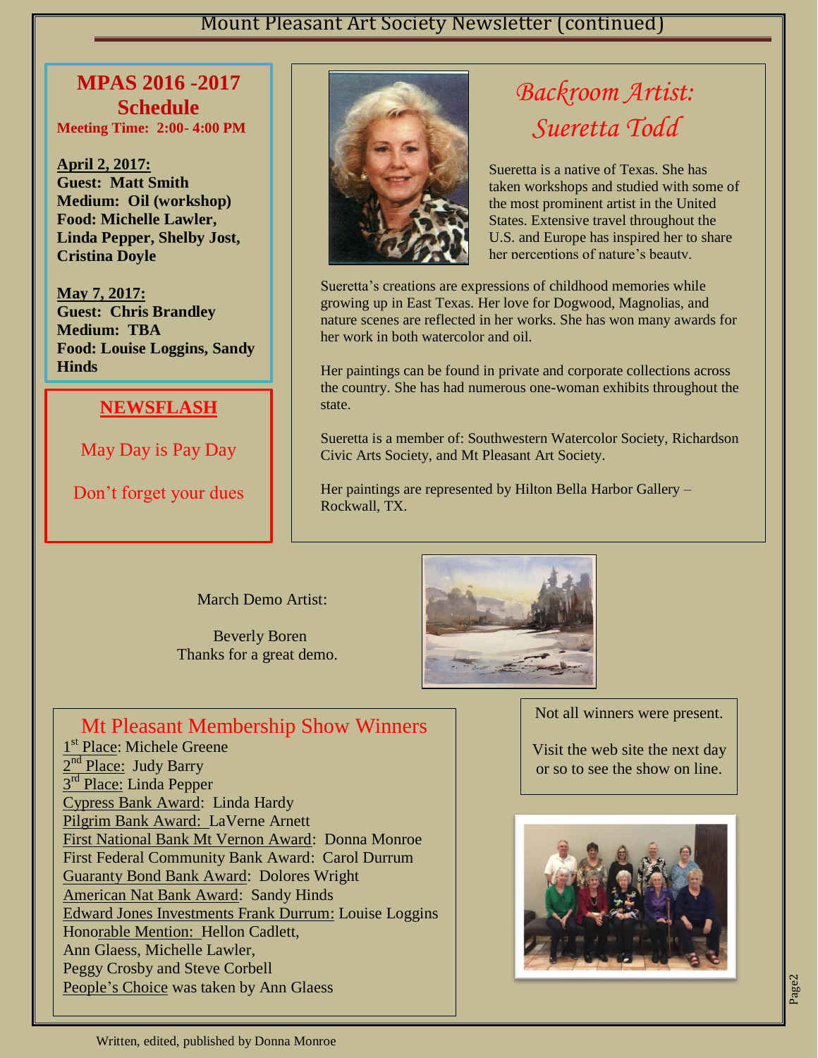## MPAS 2016 -2017 Schedule

**Meeting Time: 2:00- 4:00 PM**

**April 2, 2017:**
**Guest: Matt Smith**
**Medium: Oil (workshop)**
**Food: Michelle Lawler, Linda Pepper, Shelby Jost, Cristina Doyle**

**May 7, 2017:**
**Guest: Chris Brandley**
**Medium: TBA**
**Food: Louise Loggins, Sandy Hinds**

## NEWSFLASH

May Day is Pay Day

Don't forget your dues

## *Backroom Artist: Sueretta Todd*

Sueretta is a native of Texas. She has taken workshops and studied with some of the most prominent artist in the United States. Extensive travel throughout the U.S. and Europe has inspired her to share her perceptions of nature's beauty.

Sueretta's creations are expressions of childhood memories while growing up in East Texas. Her love for Dogwood, Magnolias, and nature scenes are reflected in her works. She has won many awards for her work in both watercolor and oil.

Her paintings can be found in private and corporate collections across the country. She has had numerous one-woman exhibits throughout the state.

Sueretta is a member of: Southwestern Watercolor Society, Richardson Civic Arts Society, and Mt Pleasant Art Society.

Her paintings are represented by Hilton Bella Harbor Gallery – Rockwall, TX.

March Demo Artist:

Beverly Boren
Thanks for a great demo.

## Mt Pleasant Membership Show Winners

1st Place: Michele Greene
2nd Place: Judy Barry
3rd Place: Linda Pepper
Cypress Bank Award: Linda Hardy
Pilgrim Bank Award: LaVerne Arnett
First National Bank Mt Vernon Award: Donna Monroe
First Federal Community Bank Award: Carol Durrum
Guaranty Bond Bank Award: Dolores Wright
American Nat Bank Award: Sandy Hinds
Edward Jones Investments Frank Durrum: Louise Loggins
Honorable Mention: Hellon Cadlett, Ann Glaess, Michelle Lawler, Peggy Crosby and Steve Corbell
People's Choice was taken by Ann Glaess

Not all winners were present.

Visit the web site the next day or so to see the show on line.

Written, edited, published by Donna Monroe